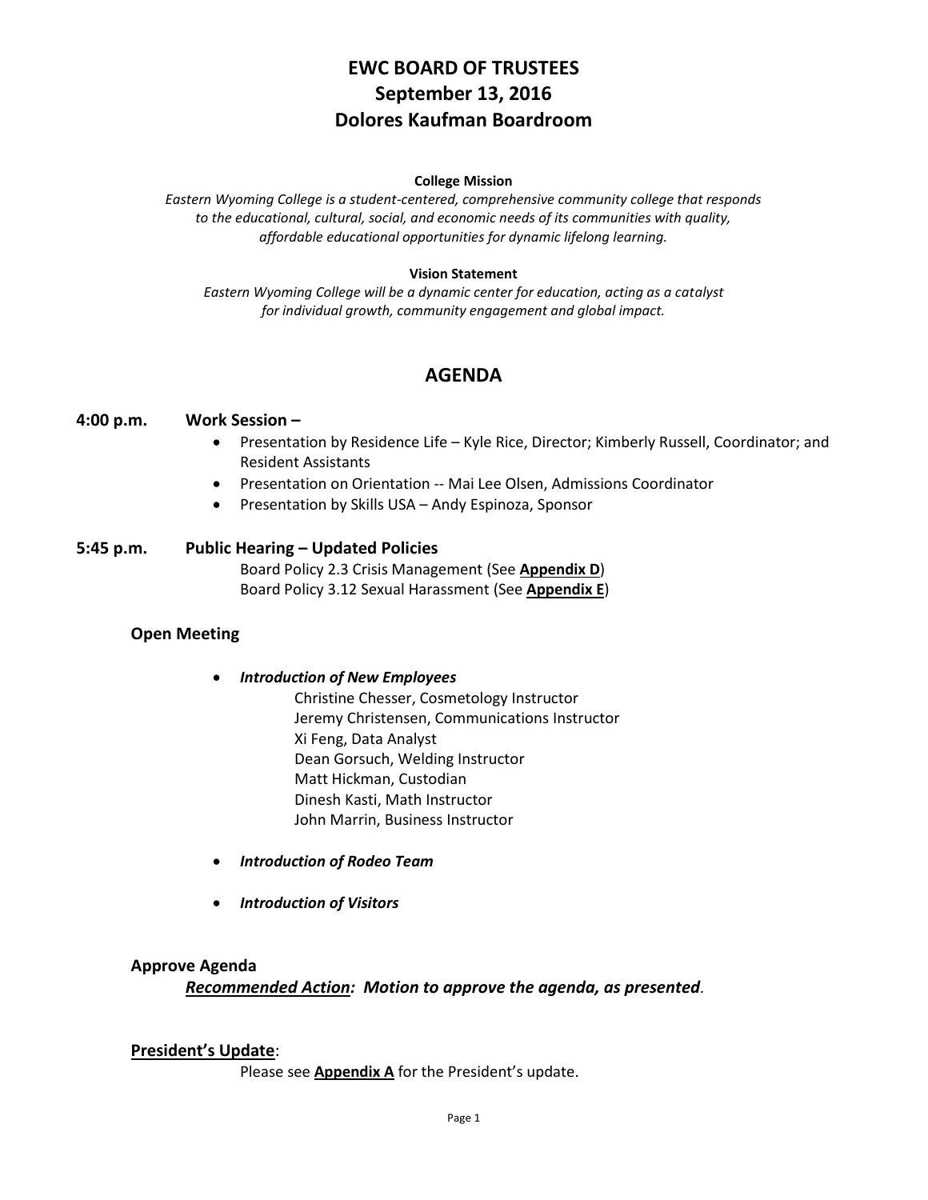# EWC BOARD OF TRUSTEES
# September 13, 2016
# Dolores Kaufman Boardroom

**College Mission**

*Eastern Wyoming College is a student-centered, comprehensive community college that responds to the educational, cultural, social, and economic needs of its communities with quality, affordable educational opportunities for dynamic lifelong learning.*

**Vision Statement**

*Eastern Wyoming College will be a dynamic center for education, acting as a catalyst for individual growth, community engagement and global impact.*

## AGENDA

**4:00 p.m. Work Session –**

- Presentation by Residence Life – Kyle Rice, Director; Kimberly Russell, Coordinator; and Resident Assistants
- Presentation on Orientation -- Mai Lee Olsen, Admissions Coordinator
- Presentation by Skills USA – Andy Espinoza, Sponsor

**5:45 p.m. Public Hearing – Updated Policies**

Board Policy 2.3 Crisis Management (See **Appendix D**)
Board Policy 3.12 Sexual Harassment (See **Appendix E**)

### Open Meeting

- ***Introduction of New Employees***
  - Christine Chesser, Cosmetology Instructor
  - Jeremy Christensen, Communications Instructor
  - Xi Feng, Data Analyst
  - Dean Gorsuch, Welding Instructor
  - Matt Hickman, Custodian
  - Dinesh Kasti, Math Instructor
  - John Marrin, Business Instructor
- ***Introduction of Rodeo Team***
- ***Introduction of Visitors***

### Approve Agenda

***Recommended Action:*** ***Motion to approve the agenda, as presented.***

### President's Update:

Please see **Appendix A** for the President's update.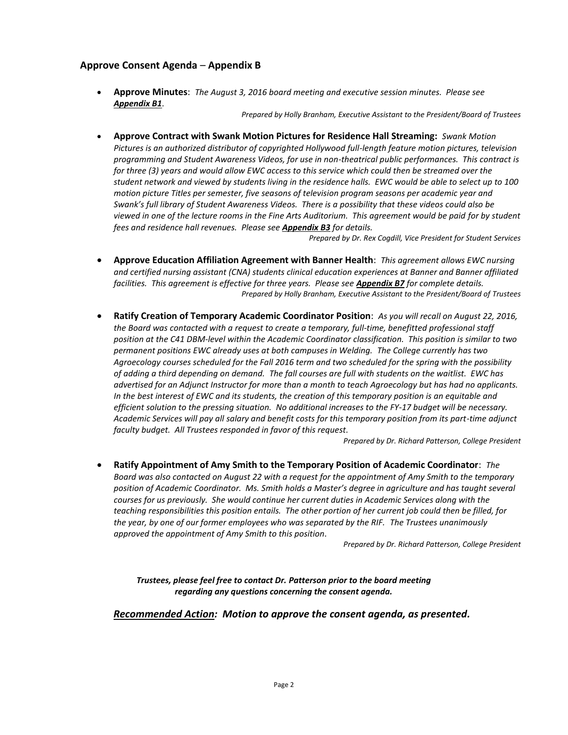## Approve Consent Agenda – Appendix B

- **Approve Minutes**: *The August 3, 2016 board meeting and executive session minutes. Please see **Appendix B1**.*

  *Prepared by Holly Branham, Executive Assistant to the President/Board of Trustees*

- **Approve Contract with Swank Motion Pictures for Residence Hall Streaming:** *Swank Motion Pictures is an authorized distributor of copyrighted Hollywood full-length feature motion pictures, television programming and Student Awareness Videos, for use in non-theatrical public performances. This contract is for three (3) years and would allow EWC access to this service which could then be streamed over the student network and viewed by students living in the residence halls. EWC would be able to select up to 100 motion picture Titles per semester, five seasons of television program seasons per academic year and Swank's full library of Student Awareness Videos. There is a possibility that these videos could also be viewed in one of the lecture rooms in the Fine Arts Auditorium. This agreement would be paid for by student fees and residence hall revenues. Please see **Appendix B3** for details.*

  *Prepared by Dr. Rex Cogdill, Vice President for Student Services*

- **Approve Education Affiliation Agreement with Banner Health**: *This agreement allows EWC nursing and certified nursing assistant (CNA) students clinical education experiences at Banner and Banner affiliated facilities. This agreement is effective for three years. Please see **Appendix B7** for complete details.*

  *Prepared by Holly Branham, Executive Assistant to the President/Board of Trustees*

- **Ratify Creation of Temporary Academic Coordinator Position**: *As you will recall on August 22, 2016, the Board was contacted with a request to create a temporary, full-time, benefitted professional staff position at the C41 DBM-level within the Academic Coordinator classification. This position is similar to two permanent positions EWC already uses at both campuses in Welding. The College currently has two Agroecology courses scheduled for the Fall 2016 term and two scheduled for the spring with the possibility of adding a third depending on demand. The fall courses are full with students on the waitlist. EWC has advertised for an Adjunct Instructor for more than a month to teach Agroecology but has had no applicants. In the best interest of EWC and its students, the creation of this temporary position is an equitable and efficient solution to the pressing situation. No additional increases to the FY-17 budget will be necessary. Academic Services will pay all salary and benefit costs for this temporary position from its part-time adjunct faculty budget. All Trustees responded in favor of this request.*

  *Prepared by Dr. Richard Patterson, College President*

- **Ratify Appointment of Amy Smith to the Temporary Position of Academic Coordinator**: *The Board was also contacted on August 22 with a request for the appointment of Amy Smith to the temporary position of Academic Coordinator. Ms. Smith holds a Master's degree in agriculture and has taught several courses for us previously. She would continue her current duties in Academic Services along with the teaching responsibilities this position entails. The other portion of her current job could then be filled, for the year, by one of our former employees who was separated by the RIF. The Trustees unanimously approved the appointment of Amy Smith to this position*.

  *Prepared by Dr. Richard Patterson, College President*

***Trustees, please feel free to contact Dr. Patterson prior to the board meeting regarding any questions concerning the consent agenda.***

***Recommended Action:** Motion to approve the consent agenda, as presented.*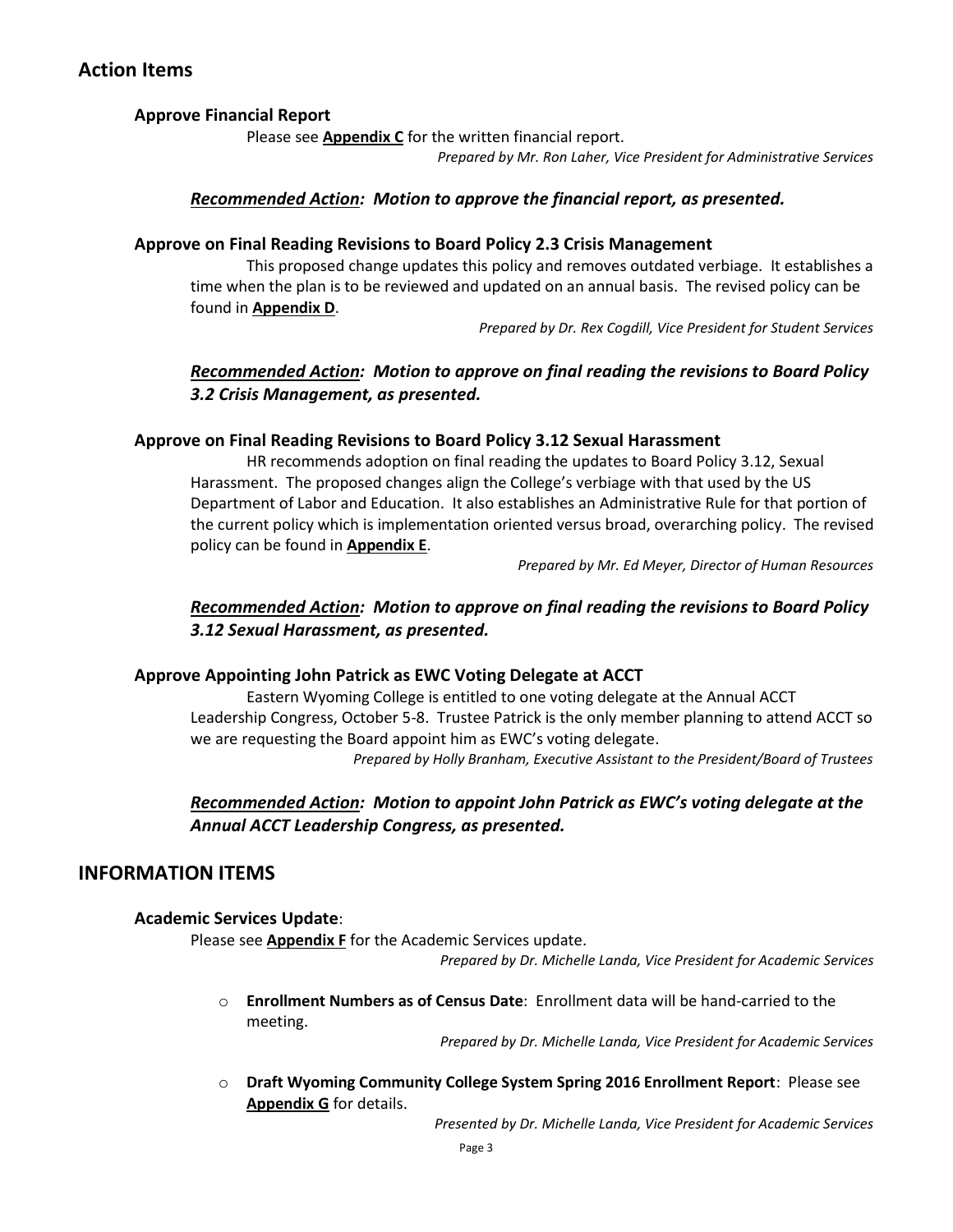## Action Items

### Approve Financial Report

Please see **Appendix C** for the written financial report.

*Prepared by Mr. Ron Laher, Vice President for Administrative Services*

***Recommended Action:* Motion to approve the financial report, as presented.**

### Approve on Final Reading Revisions to Board Policy 2.3 Crisis Management

This proposed change updates this policy and removes outdated verbiage. It establishes a time when the plan is to be reviewed and updated on an annual basis. The revised policy can be found in **Appendix D**.

*Prepared by Dr. Rex Cogdill, Vice President for Student Services*

***Recommended Action:* Motion to approve on final reading the revisions to Board Policy 3.2 Crisis Management, as presented.**

### Approve on Final Reading Revisions to Board Policy 3.12 Sexual Harassment

HR recommends adoption on final reading the updates to Board Policy 3.12, Sexual Harassment. The proposed changes align the College's verbiage with that used by the US Department of Labor and Education. It also establishes an Administrative Rule for that portion of the current policy which is implementation oriented versus broad, overarching policy. The revised policy can be found in **Appendix E**.

*Prepared by Mr. Ed Meyer, Director of Human Resources*

***Recommended Action:* Motion to approve on final reading the revisions to Board Policy 3.12 Sexual Harassment, as presented.**

### Approve Appointing John Patrick as EWC Voting Delegate at ACCT

Eastern Wyoming College is entitled to one voting delegate at the Annual ACCT Leadership Congress, October 5-8. Trustee Patrick is the only member planning to attend ACCT so we are requesting the Board appoint him as EWC's voting delegate.

*Prepared by Holly Branham, Executive Assistant to the President/Board of Trustees*

***Recommended Action:* Motion to appoint John Patrick as EWC's voting delegate at the Annual ACCT Leadership Congress, as presented.**

## INFORMATION ITEMS

### Academic Services Update:

Please see **Appendix F** for the Academic Services update.

*Prepared by Dr. Michelle Landa, Vice President for Academic Services*

- **Enrollment Numbers as of Census Date**: Enrollment data will be hand-carried to the meeting.

  *Prepared by Dr. Michelle Landa, Vice President for Academic Services*

- **Draft Wyoming Community College System Spring 2016 Enrollment Report**: Please see **Appendix G** for details.

  *Presented by Dr. Michelle Landa, Vice President for Academic Services*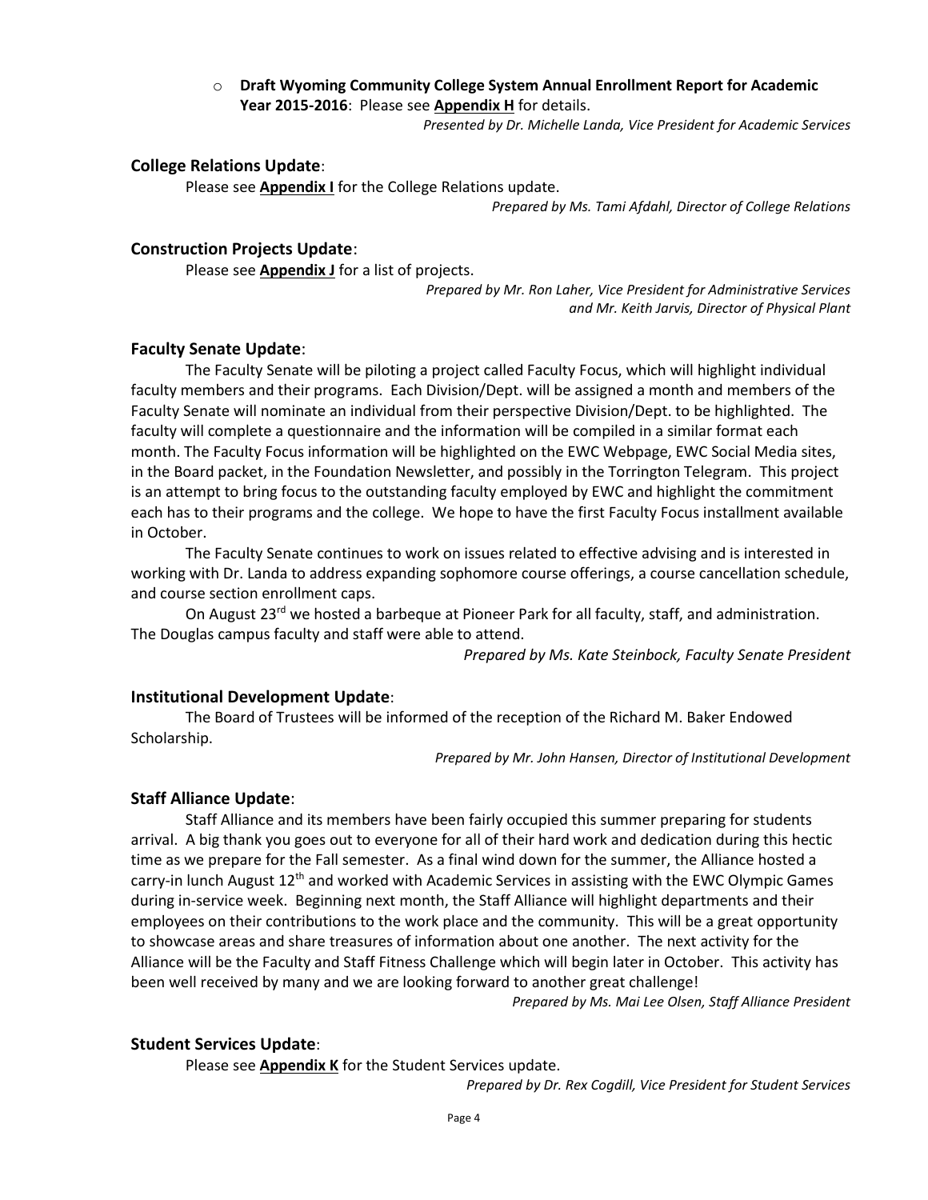- **Draft Wyoming Community College System Annual Enrollment Report for Academic Year 2015-2016**: Please see **Appendix H** for details.

*Presented by Dr. Michelle Landa, Vice President for Academic Services*

### College Relations Update:

Please see **Appendix I** for the College Relations update.

*Prepared by Ms. Tami Afdahl, Director of College Relations*

### Construction Projects Update:

Please see **Appendix J** for a list of projects.

*Prepared by Mr. Ron Laher, Vice President for Administrative Services and Mr. Keith Jarvis, Director of Physical Plant*

### Faculty Senate Update:

The Faculty Senate will be piloting a project called Faculty Focus, which will highlight individual faculty members and their programs. Each Division/Dept. will be assigned a month and members of the Faculty Senate will nominate an individual from their perspective Division/Dept. to be highlighted. The faculty will complete a questionnaire and the information will be compiled in a similar format each month. The Faculty Focus information will be highlighted on the EWC Webpage, EWC Social Media sites, in the Board packet, in the Foundation Newsletter, and possibly in the Torrington Telegram. This project is an attempt to bring focus to the outstanding faculty employed by EWC and highlight the commitment each has to their programs and the college. We hope to have the first Faculty Focus installment available in October.

The Faculty Senate continues to work on issues related to effective advising and is interested in working with Dr. Landa to address expanding sophomore course offerings, a course cancellation schedule, and course section enrollment caps.

On August 23rd we hosted a barbeque at Pioneer Park for all faculty, staff, and administration. The Douglas campus faculty and staff were able to attend.

*Prepared by Ms. Kate Steinbock, Faculty Senate President*

### Institutional Development Update:

The Board of Trustees will be informed of the reception of the Richard M. Baker Endowed Scholarship.

*Prepared by Mr. John Hansen, Director of Institutional Development*

### Staff Alliance Update:

Staff Alliance and its members have been fairly occupied this summer preparing for students arrival. A big thank you goes out to everyone for all of their hard work and dedication during this hectic time as we prepare for the Fall semester. As a final wind down for the summer, the Alliance hosted a carry-in lunch August 12th and worked with Academic Services in assisting with the EWC Olympic Games during in-service week. Beginning next month, the Staff Alliance will highlight departments and their employees on their contributions to the work place and the community. This will be a great opportunity to showcase areas and share treasures of information about one another. The next activity for the Alliance will be the Faculty and Staff Fitness Challenge which will begin later in October. This activity has been well received by many and we are looking forward to another great challenge!

*Prepared by Ms. Mai Lee Olsen, Staff Alliance President*

### Student Services Update:

Please see **Appendix K** for the Student Services update.

*Prepared by Dr. Rex Cogdill, Vice President for Student Services*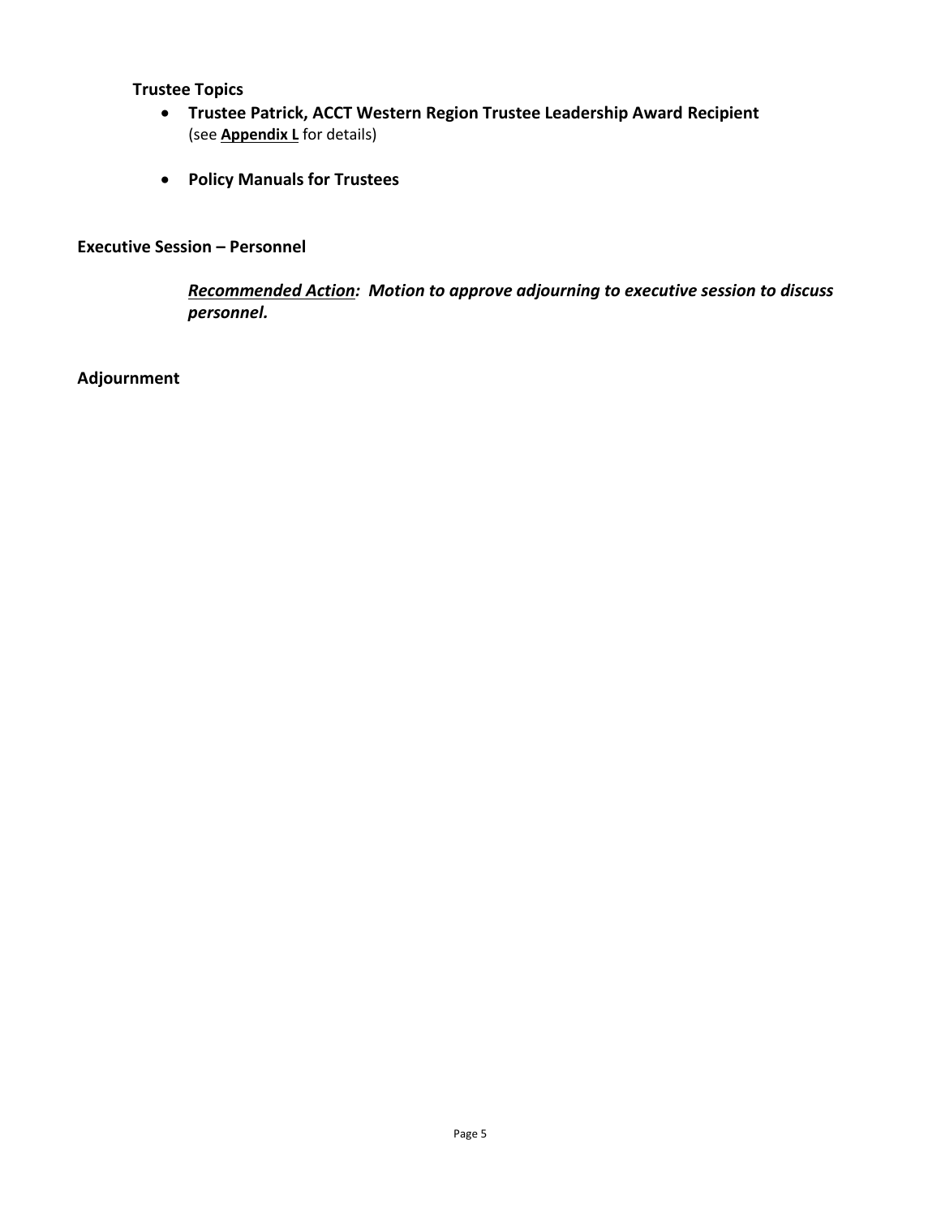**Trustee Topics**

- **Trustee Patrick, ACCT Western Region Trustee Leadership Award Recipient**
  (see **Appendix L** for details)

- **Policy Manuals for Trustees**

**Executive Session – Personnel**

***Recommended Action*: Motion to approve adjourning to executive session to discuss personnel.**

**Adjournment**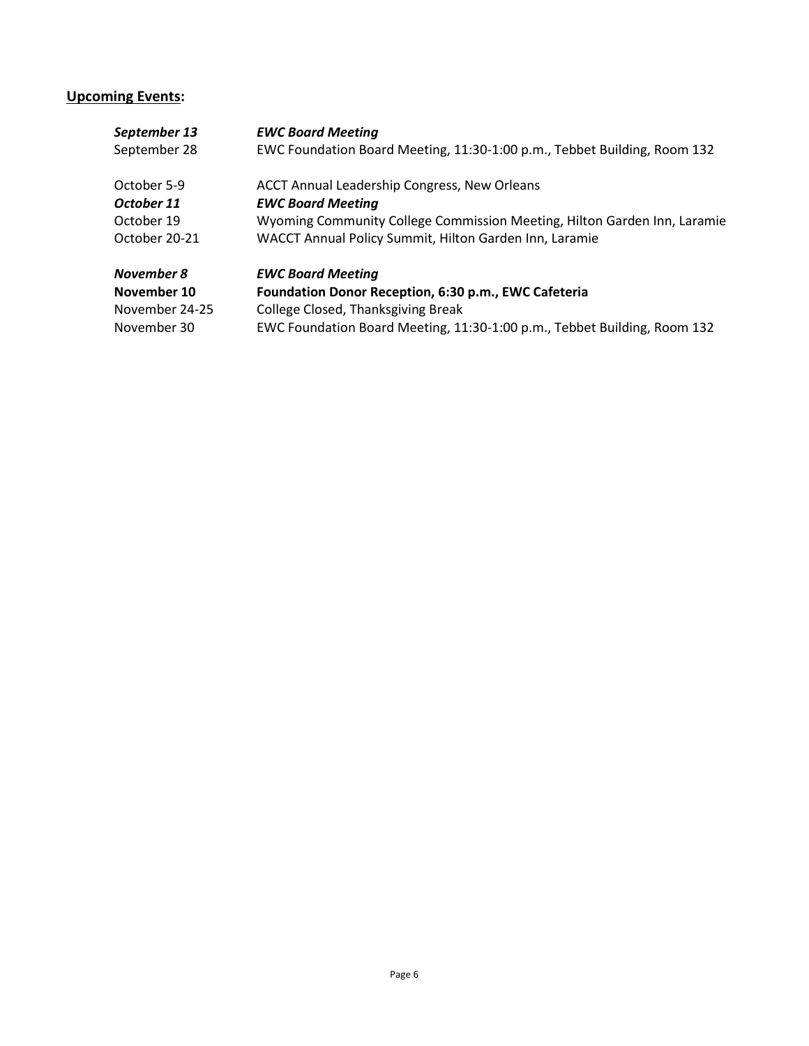**<u>Upcoming Events</u>:**

| | |
|---|---|
| ***September 13*** | ***EWC Board Meeting*** |
| September 28 | EWC Foundation Board Meeting, 11:30-1:00 p.m., Tebbet Building, Room 132 |
| | |
| October 5-9 | ACCT Annual Leadership Congress, New Orleans |
| ***October 11*** | ***EWC Board Meeting*** |
| October 19 | Wyoming Community College Commission Meeting, Hilton Garden Inn, Laramie |
| October 20-21 | WACCT Annual Policy Summit, Hilton Garden Inn, Laramie |
| | |
| ***November 8*** | ***EWC Board Meeting*** |
| **November 10** | **Foundation Donor Reception, 6:30 p.m., EWC Cafeteria** |
| November 24-25 | College Closed, Thanksgiving Break |
| November 30 | EWC Foundation Board Meeting, 11:30-1:00 p.m., Tebbet Building, Room 132 |